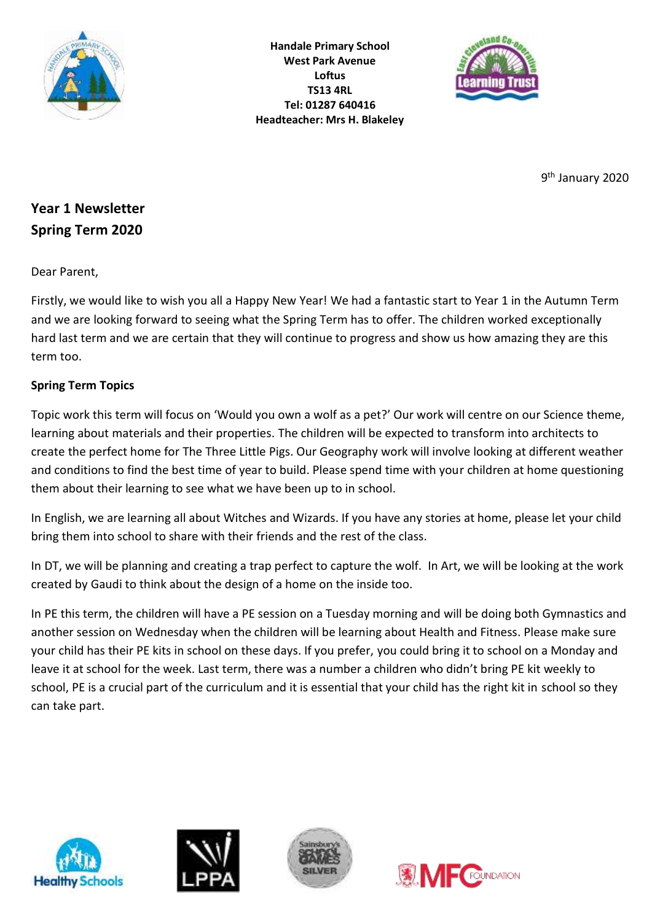**Handale Primary School**
**West Park Avenue**
**Loftus**
**TS13 4RL**
**Tel: 01287 640416**
**Headteacher: Mrs H. Blakeley**

9th January 2020

## Year 1 Newsletter
## Spring Term 2020

Dear Parent,

Firstly, we would like to wish you all a Happy New Year! We had a fantastic start to Year 1 in the Autumn Term and we are looking forward to seeing what the Spring Term has to offer. The children worked exceptionally hard last term and we are certain that they will continue to progress and show us how amazing they are this term too.

**Spring Term Topics**

Topic work this term will focus on 'Would you own a wolf as a pet?' Our work will centre on our Science theme, learning about materials and their properties. The children will be expected to transform into architects to create the perfect home for The Three Little Pigs. Our Geography work will involve looking at different weather and conditions to find the best time of year to build. Please spend time with your children at home questioning them about their learning to see what we have been up to in school.

In English, we are learning all about Witches and Wizards. If you have any stories at home, please let your child bring them into school to share with their friends and the rest of the class.

In DT, we will be planning and creating a trap perfect to capture the wolf. In Art, we will be looking at the work created by Gaudi to think about the design of a home on the inside too.

In PE this term, the children will have a PE session on a Tuesday morning and will be doing both Gymnastics and another session on Wednesday when the children will be learning about Health and Fitness. Please make sure your child has their PE kits in school on these days. If you prefer, you could bring it to school on a Monday and leave it at school for the week. Last term, there was a number a children who didn't bring PE kit weekly to school, PE is a crucial part of the curriculum and it is essential that your child has the right kit in school so they can take part.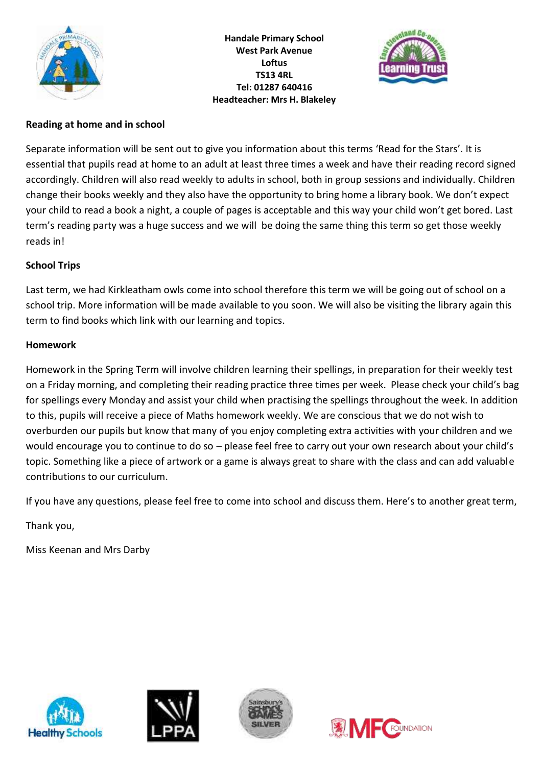**Handale Primary School**
**West Park Avenue**
**Loftus**
**TS13 4RL**
**Tel: 01287 640416**
**Headteacher: Mrs H. Blakeley**

## Reading at home and in school

Separate information will be sent out to give you information about this terms 'Read for the Stars'. It is essential that pupils read at home to an adult at least three times a week and have their reading record signed accordingly. Children will also read weekly to adults in school, both in group sessions and individually. Children change their books weekly and they also have the opportunity to bring home a library book. We don't expect your child to read a book a night, a couple of pages is acceptable and this way your child won't get bored. Last term's reading party was a huge success and we will be doing the same thing this term so get those weekly reads in!

## School Trips

Last term, we had Kirkleatham owls come into school therefore this term we will be going out of school on a school trip. More information will be made available to you soon. We will also be visiting the library again this term to find books which link with our learning and topics.

## Homework

Homework in the Spring Term will involve children learning their spellings, in preparation for their weekly test on a Friday morning, and completing their reading practice three times per week. Please check your child's bag for spellings every Monday and assist your child when practising the spellings throughout the week. In addition to this, pupils will receive a piece of Maths homework weekly. We are conscious that we do not wish to overburden our pupils but know that many of you enjoy completing extra activities with your children and we would encourage you to continue to do so – please feel free to carry out your own research about your child's topic. Something like a piece of artwork or a game is always great to share with the class and can add valuable contributions to our curriculum.

If you have any questions, please feel free to come into school and discuss them. Here's to another great term,

Thank you,

Miss Keenan and Mrs Darby